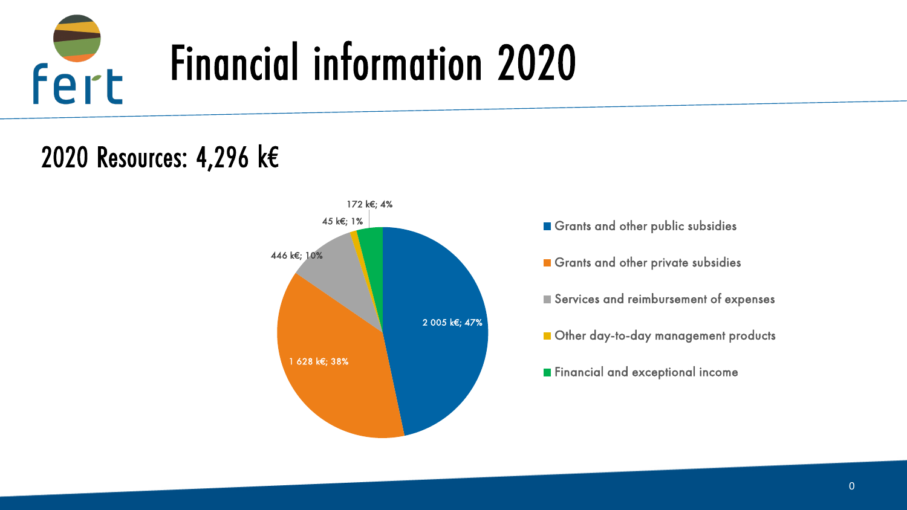# Financial information 2020

## 2020 Resources: 4,296 k€

| Category | Amount | Share |
|---|---|---|
| Grants and other public subsidies | 2 005 k€ | 47% |
| Grants and other private subsidies | 1 628 k€ | 38% |
| Services and reimbursement of expenses | 446 k€ | 10% |
| Other day-to-day management products | 45 k€ | 1% |
| Financial and exceptional income | 172 k€ | 4% |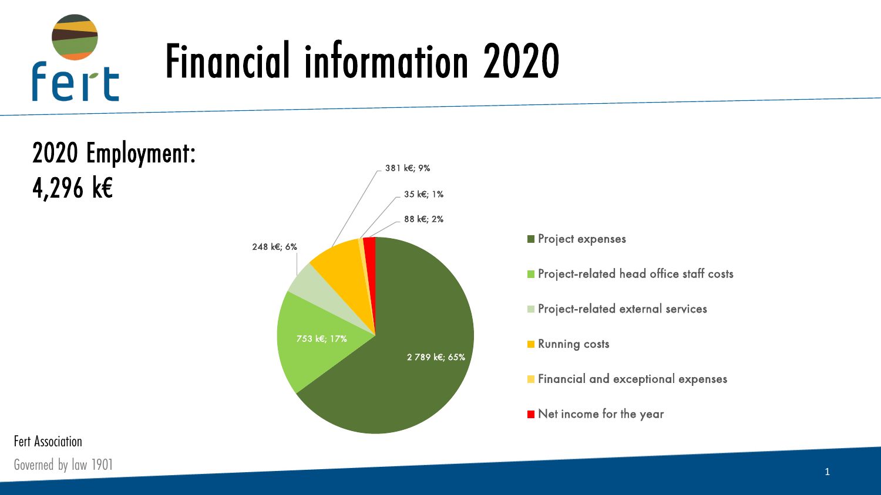# Financial information 2020

## 2020 Employment: 4,296 k€

| Category | Amount | Share |
| --- | --- | --- |
| Project expenses | 2 789 k€ | 65% |
| Project-related head office staff costs | 753 k€ | 17% |
| Project-related external services | 248 k€ | 6% |
| Running costs | 381 k€ | 9% |
| Financial and exceptional expenses | 35 k€ | 1% |
| Net income for the year | 88 k€ | 2% |

Fert Association

Governed by law 1901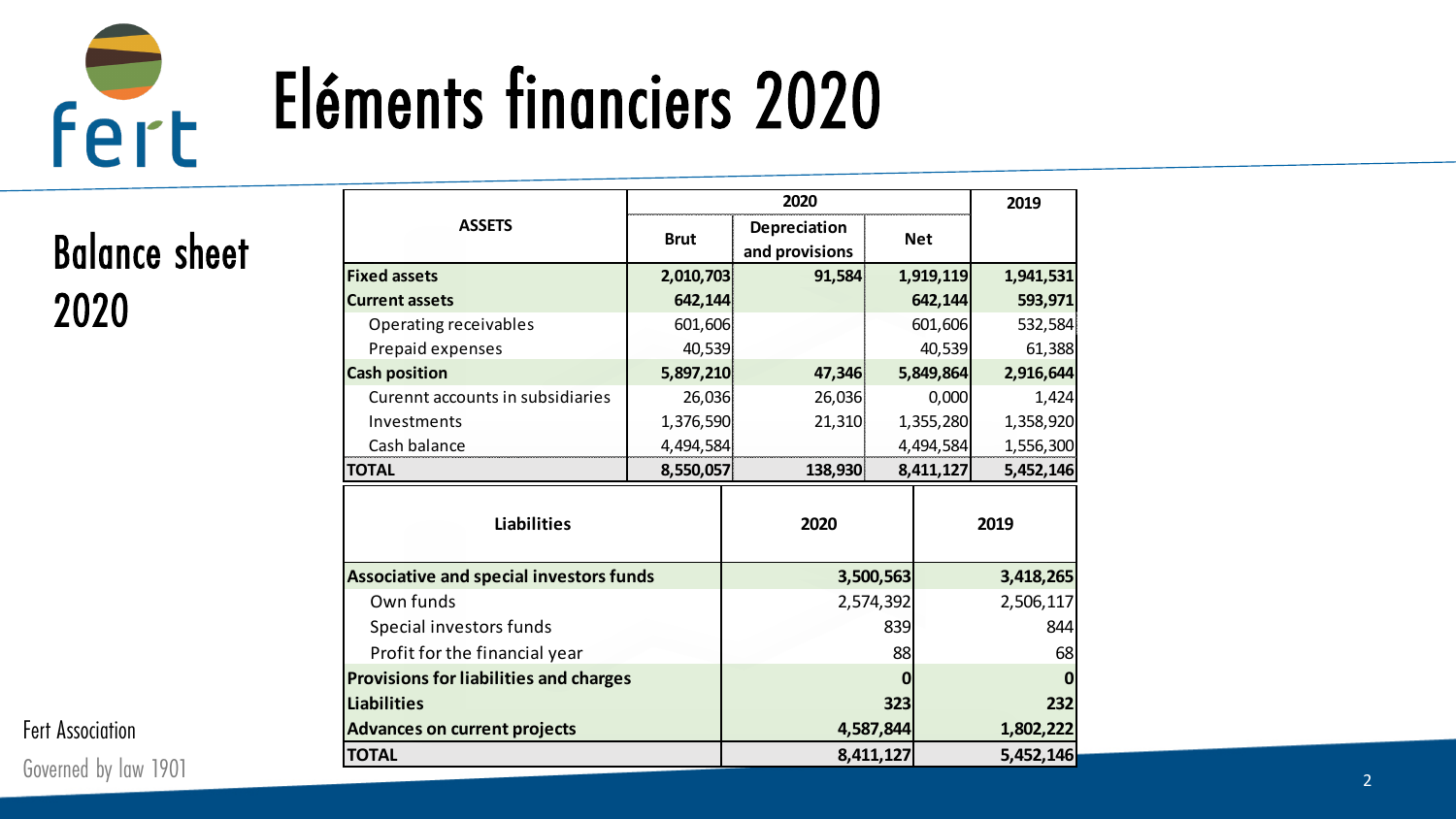# Eléments financiers 2020

## Balance sheet 2020

| ASSETS | 2020 Brut | 2020 Depreciation and provisions | 2020 Net | 2019 |
|---|---|---|---|---|
| **Fixed assets** | **2,010,703** | **91,584** | **1,919,119** | **1,941,531** |
| **Current assets** | **642,144** | | **642,144** | **593,971** |
| Operating receivables | 601,606 | | 601,606 | 532,584 |
| Prepaid expenses | 40,539 | | 40,539 | 61,388 |
| **Cash position** | **5,897,210** | **47,346** | **5,849,864** | **2,916,644** |
| Curennt accounts in subsidiaries | 26,036 | 26,036 | 0,000 | 1,424 |
| Investments | 1,376,590 | 21,310 | 1,355,280 | 1,358,920 |
| Cash balance | 4,494,584 | | 4,494,584 | 1,556,300 |
| **TOTAL** | **8,550,057** | **138,930** | **8,411,127** | **5,452,146** |

| Liabilities | 2020 | 2019 |
|---|---|---|
| **Associative and special investors funds** | **3,500,563** | **3,418,265** |
| Own funds | 2,574,392 | 2,506,117 |
| Special investors funds | 839 | 844 |
| Profit for the financial year | 88 | 68 |
| **Provisions for liabilities and charges** | **0** | **0** |
| **Liabilities** | **323** | **232** |
| **Advances on current projects** | **4,587,844** | **1,802,222** |
| **TOTAL** | **8,411,127** | **5,452,146** |

Fert Association

Governed by law 1901